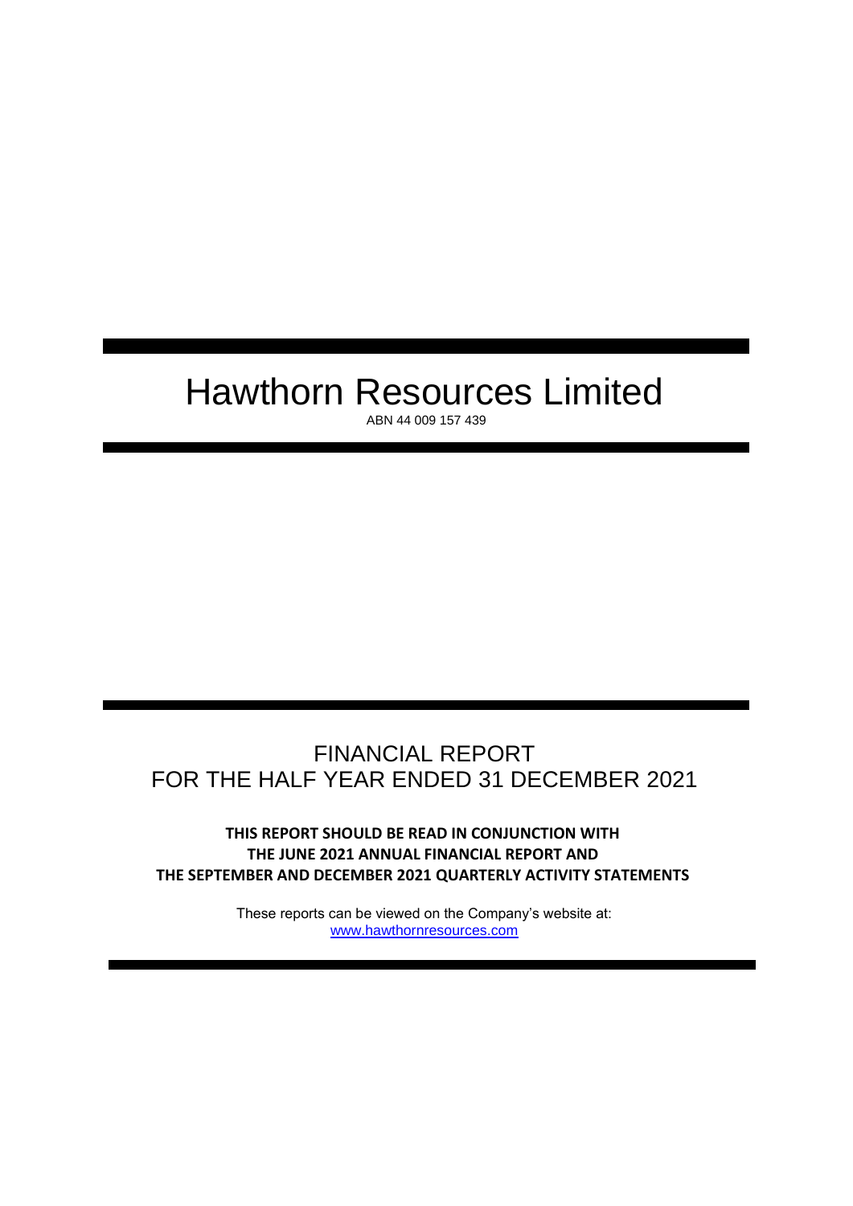# Hawthorn Resources Limited

ABN 44 009 157 439

## FINANCIAL REPORT
## FOR THE HALF YEAR ENDED 31 DECEMBER 2021

**THIS REPORT SHOULD BE READ IN CONJUNCTION WITH THE JUNE 2021 ANNUAL FINANCIAL REPORT AND THE SEPTEMBER AND DECEMBER 2021 QUARTERLY ACTIVITY STATEMENTS**

These reports can be viewed on the Company's website at:
[www.hawthornresources.com](www.hawthornresources.com)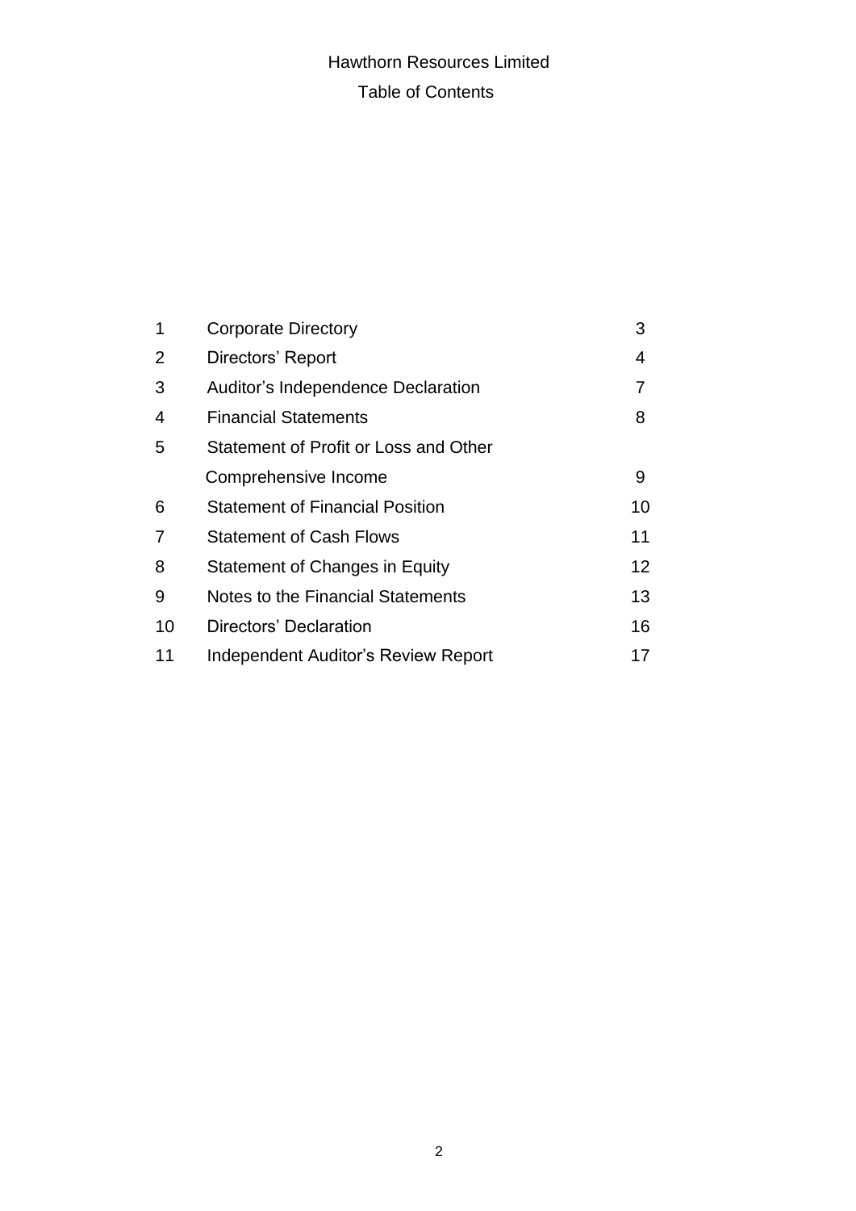Hawthorn Resources Limited

# Table of Contents

| | | |
|---|---|---|
| 1 | Corporate Directory | 3 |
| 2 | Directors' Report | 4 |
| 3 | Auditor's Independence Declaration | 7 |
| 4 | Financial Statements | 8 |
| 5 | Statement of Profit or Loss and Other Comprehensive Income | 9 |
| 6 | Statement of Financial Position | 10 |
| 7 | Statement of Cash Flows | 11 |
| 8 | Statement of Changes in Equity | 12 |
| 9 | Notes to the Financial Statements | 13 |
| 10 | Directors' Declaration | 16 |
| 11 | Independent Auditor's Review Report | 17 |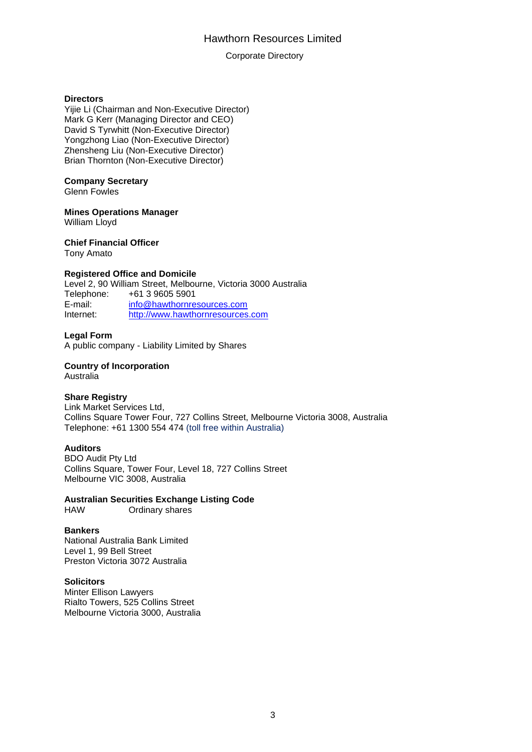# Hawthorn Resources Limited

Corporate Directory

**Directors**
Yijie Li (Chairman and Non-Executive Director)
Mark G Kerr (Managing Director and CEO)
David S Tyrwhitt (Non-Executive Director)
Yongzhong Liao (Non-Executive Director)
Zhensheng Liu (Non-Executive Director)
Brian Thornton (Non-Executive Director)

**Company Secretary**
Glenn Fowles

**Mines Operations Manager**
William Lloyd

**Chief Financial Officer**
Tony Amato

**Registered Office and Domicile**
Level 2, 90 William Street, Melbourne, Victoria 3000 Australia
Telephone: +61 3 9605 5901
E-mail: info@hawthornresources.com
Internet: http://www.hawthornresources.com

**Legal Form**
A public company - Liability Limited by Shares

**Country of Incorporation**
Australia

**Share Registry**
Link Market Services Ltd,
Collins Square Tower Four, 727 Collins Street, Melbourne Victoria 3008, Australia
Telephone: +61 1300 554 474 (toll free within Australia)

**Auditors**
BDO Audit Pty Ltd
Collins Square, Tower Four, Level 18, 727 Collins Street
Melbourne VIC 3008, Australia

**Australian Securities Exchange Listing Code**
HAW Ordinary shares

**Bankers**
National Australia Bank Limited
Level 1, 99 Bell Street
Preston Victoria 3072 Australia

**Solicitors**
Minter Ellison Lawyers
Rialto Towers, 525 Collins Street
Melbourne Victoria 3000, Australia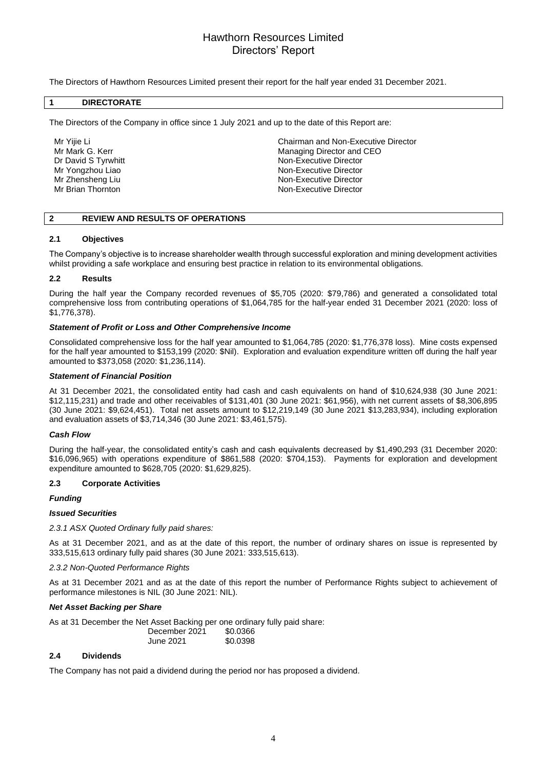# Hawthorn Resources Limited
# Directors' Report

The Directors of Hawthorn Resources Limited present their report for the half year ended 31 December 2021.

## 1 DIRECTORATE

The Directors of the Company in office since 1 July 2021 and up to the date of this Report are:

| | |
|---|---|
| Mr Yijie Li | Chairman and Non-Executive Director |
| Mr Mark G. Kerr | Managing Director and CEO |
| Dr David S Tyrwhitt | Non-Executive Director |
| Mr Yongzhou Liao | Non-Executive Director |
| Mr Zhensheng Liu | Non-Executive Director |
| Mr Brian Thornton | Non-Executive Director |

## 2 REVIEW AND RESULTS OF OPERATIONS

### 2.1 Objectives

The Company's objective is to increase shareholder wealth through successful exploration and mining development activities whilst providing a safe workplace and ensuring best practice in relation to its environmental obligations.

### 2.2 Results

During the half year the Company recorded revenues of $5,705 (2020: $79,786) and generated a consolidated total comprehensive loss from contributing operations of $1,064,785 for the half-year ended 31 December 2021 (2020: loss of $1,776,378).

***Statement of Profit or Loss and Other Comprehensive Income***

Consolidated comprehensive loss for the half year amounted to $1,064,785 (2020: $1,776,378 loss). Mine costs expensed for the half year amounted to $153,199 (2020: $Nil). Exploration and evaluation expenditure written off during the half year amounted to $373,058 (2020: $1,236,114).

***Statement of Financial Position***

At 31 December 2021, the consolidated entity had cash and cash equivalents on hand of $10,624,938 (30 June 2021: $12,115,231) and trade and other receivables of $131,401 (30 June 2021: $61,956), with net current assets of $8,306,895 (30 June 2021: $9,624,451). Total net assets amount to $12,219,149 (30 June 2021 $13,283,934), including exploration and evaluation assets of $3,714,346 (30 June 2021: $3,461,575).

***Cash Flow***

During the half-year, the consolidated entity's cash and cash equivalents decreased by $1,490,293 (31 December 2020: $16,096,965) with operations expenditure of $861,588 (2020: $704,153). Payments for exploration and development expenditure amounted to $628,705 (2020: $1,629,825).

### 2.3 Corporate Activities

***Funding***

***Issued Securities***

*2.3.1 ASX Quoted Ordinary fully paid shares:*

As at 31 December 2021, and as at the date of this report, the number of ordinary shares on issue is represented by 333,515,613 ordinary fully paid shares (30 June 2021: 333,515,613).

*2.3.2 Non-Quoted Performance Rights*

As at 31 December 2021 and as at the date of this report the number of Performance Rights subject to achievement of performance milestones is NIL (30 June 2021: NIL).

***Net Asset Backing per Share***

As at 31 December the Net Asset Backing per one ordinary fully paid share:

| | |
|---|---|
| December 2021 | $0.0366 |
| June 2021 | $0.0398 |

### 2.4 Dividends

The Company has not paid a dividend during the period nor has proposed a dividend.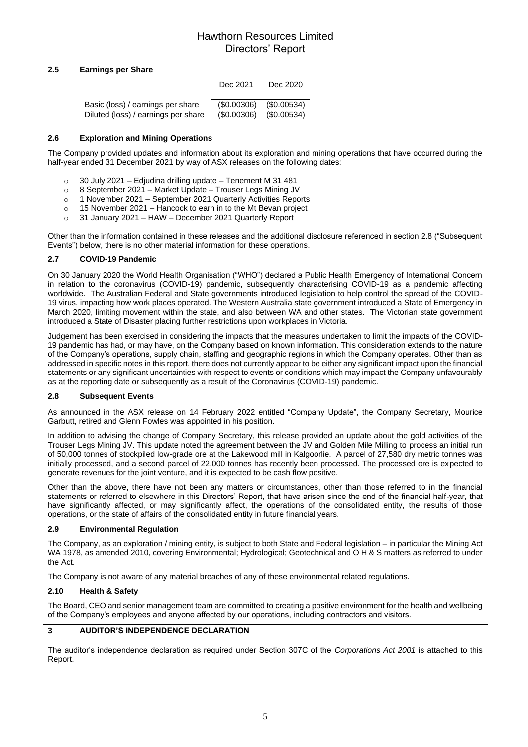### 2.5 Earnings per Share

| | Dec 2021 | Dec 2020 |
|---|---|---|
| Basic (loss) / earnings per share | ($0.00306) | ($0.00534) |
| Diluted (loss) / earnings per share | ($0.00306) | ($0.00534) |

### 2.6 Exploration and Mining Operations

The Company provided updates and information about its exploration and mining operations that have occurred during the half-year ended 31 December 2021 by way of ASX releases on the following dates:

- 30 July 2021 – Edjudina drilling update – Tenement M 31 481
- 8 September 2021 – Market Update – Trouser Legs Mining JV
- 1 November 2021 – September 2021 Quarterly Activities Reports
- 15 November 2021 – Hancock to earn in to the Mt Bevan project
- 31 January 2021 – HAW – December 2021 Quarterly Report

Other than the information contained in these releases and the additional disclosure referenced in section 2.8 ("Subsequent Events") below, there is no other material information for these operations.

### 2.7 COVID-19 Pandemic

On 30 January 2020 the World Health Organisation ("WHO") declared a Public Health Emergency of International Concern in relation to the coronavirus (COVID-19) pandemic, subsequently characterising COVID-19 as a pandemic affecting worldwide. The Australian Federal and State governments introduced legislation to help control the spread of the COVID-19 virus, impacting how work places operated. The Western Australia state government introduced a State of Emergency in March 2020, limiting movement within the state, and also between WA and other states. The Victorian state government introduced a State of Disaster placing further restrictions upon workplaces in Victoria.

Judgement has been exercised in considering the impacts that the measures undertaken to limit the impacts of the COVID-19 pandemic has had, or may have, on the Company based on known information. This consideration extends to the nature of the Company's operations, supply chain, staffing and geographic regions in which the Company operates. Other than as addressed in specific notes in this report, there does not currently appear to be either any significant impact upon the financial statements or any significant uncertainties with respect to events or conditions which may impact the Company unfavourably as at the reporting date or subsequently as a result of the Coronavirus (COVID-19) pandemic.

### 2.8 Subsequent Events

As announced in the ASX release on 14 February 2022 entitled "Company Update", the Company Secretary, Mourice Garbutt, retired and Glenn Fowles was appointed in his position.

In addition to advising the change of Company Secretary, this release provided an update about the gold activities of the Trouser Legs Mining JV. This update noted the agreement between the JV and Golden Mile Milling to process an initial run of 50,000 tonnes of stockpiled low-grade ore at the Lakewood mill in Kalgoorlie. A parcel of 27,580 dry metric tonnes was initially processed, and a second parcel of 22,000 tonnes has recently been processed. The processed ore is expected to generate revenues for the joint venture, and it is expected to be cash flow positive.

Other than the above, there have not been any matters or circumstances, other than those referred to in the financial statements or referred to elsewhere in this Directors' Report, that have arisen since the end of the financial half-year, that have significantly affected, or may significantly affect, the operations of the consolidated entity, the results of those operations, or the state of affairs of the consolidated entity in future financial years.

### 2.9 Environmental Regulation

The Company, as an exploration / mining entity, is subject to both State and Federal legislation – in particular the Mining Act WA 1978, as amended 2010, covering Environmental; Hydrological; Geotechnical and O H & S matters as referred to under the Act.

The Company is not aware of any material breaches of any of these environmental related regulations.

### 2.10 Health & Safety

The Board, CEO and senior management team are committed to creating a positive environment for the health and wellbeing of the Company's employees and anyone affected by our operations, including contractors and visitors.

## 3 AUDITOR'S INDEPENDENCE DECLARATION

The auditor's independence declaration as required under Section 307C of the *Corporations Act 2001* is attached to this Report.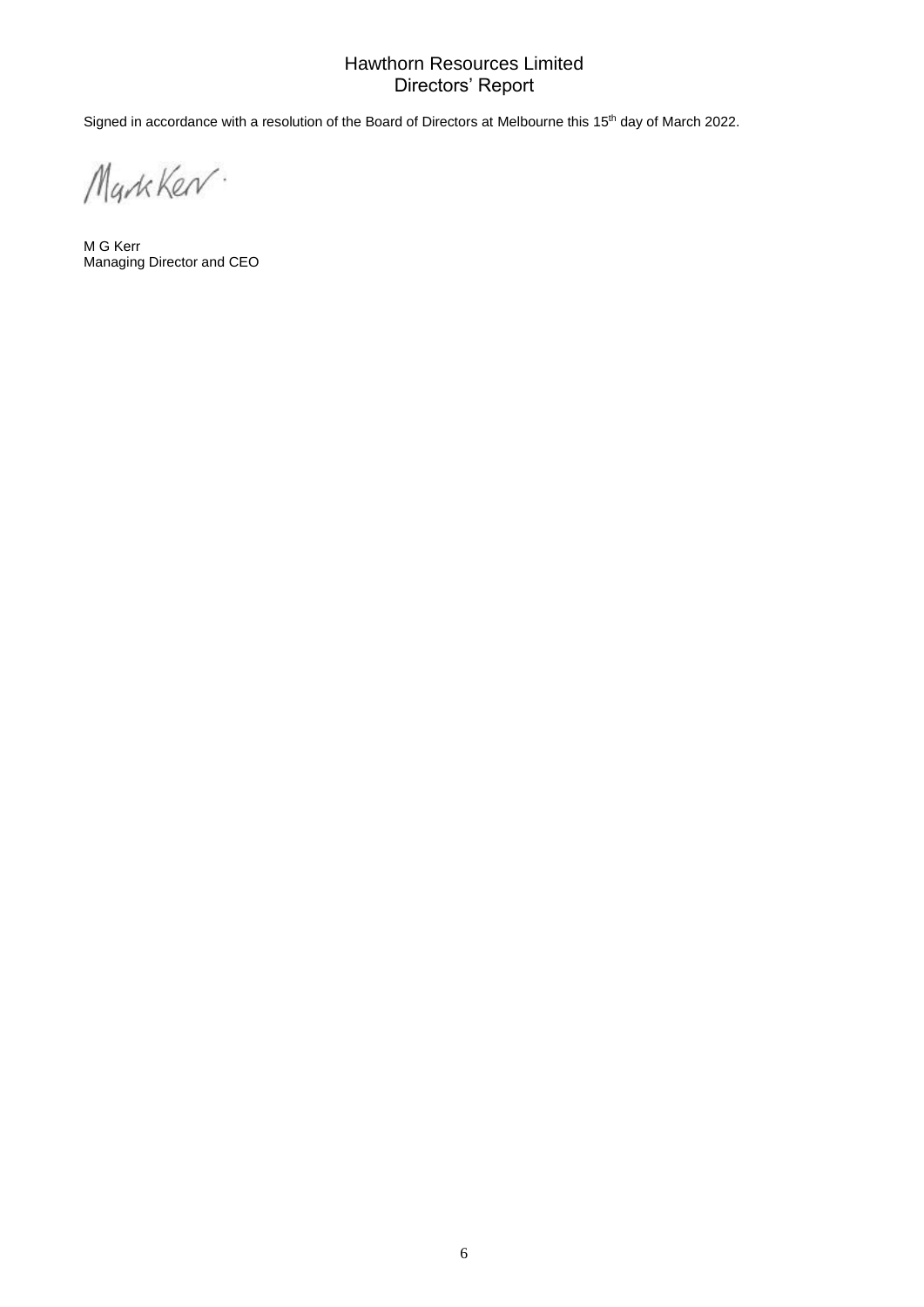Hawthorn Resources Limited
Directors' Report

Signed in accordance with a resolution of the Board of Directors at Melbourne this 15th day of March 2022.

Mark Kerr

M G Kerr
Managing Director and CEO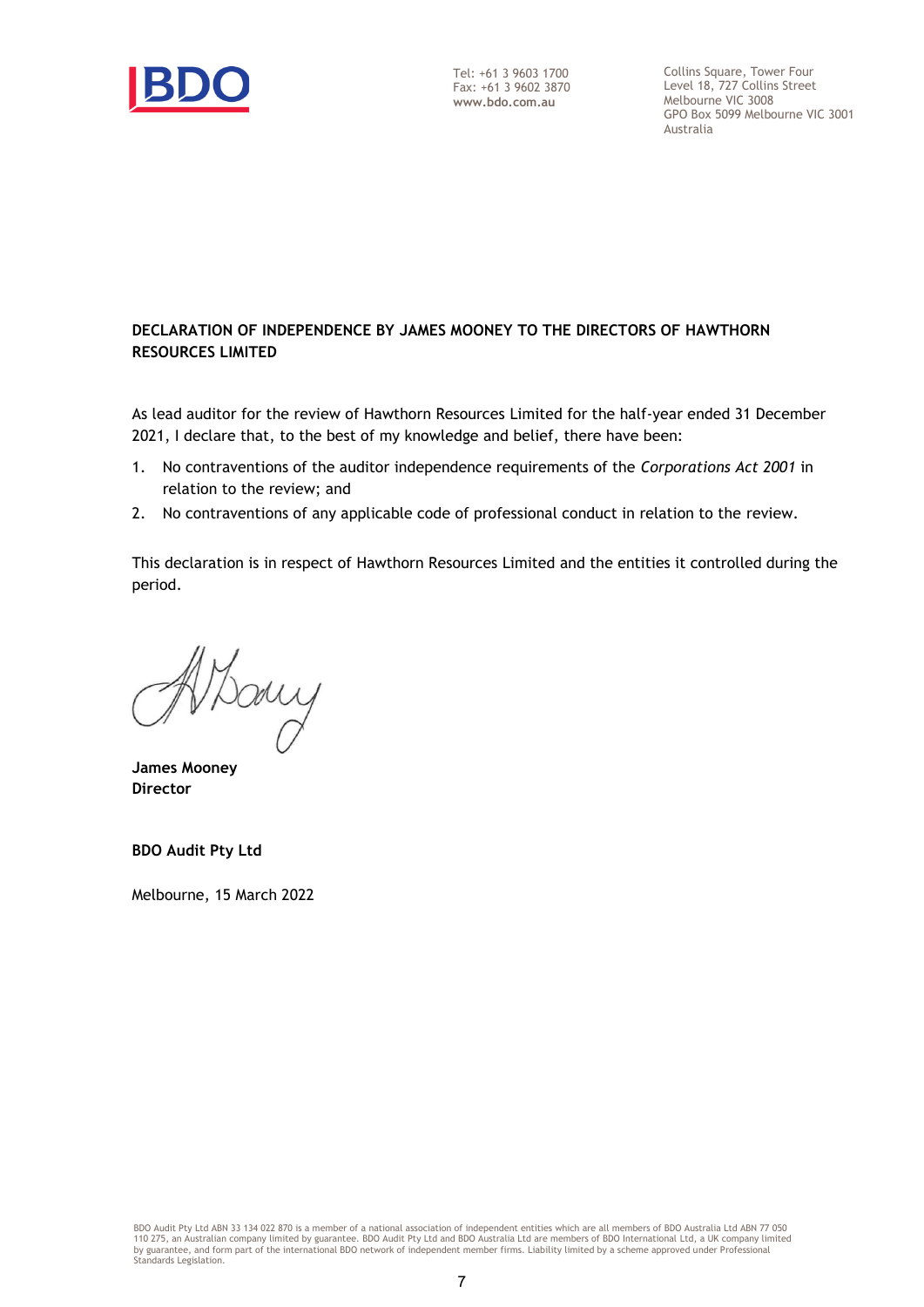Tel: +61 3 9603 1700
Fax: +61 3 9602 3870
**www.bdo.com.au**

Collins Square, Tower Four
Level 18, 727 Collins Street
Melbourne VIC 3008
GPO Box 5099 Melbourne VIC 3001
Australia

**DECLARATION OF INDEPENDENCE BY JAMES MOONEY TO THE DIRECTORS OF HAWTHORN RESOURCES LIMITED**

As lead auditor for the review of Hawthorn Resources Limited for the half-year ended 31 December 2021, I declare that, to the best of my knowledge and belief, there have been:

1. No contraventions of the auditor independence requirements of the *Corporations Act 2001* in relation to the review; and
2. No contraventions of any applicable code of professional conduct in relation to the review.

This declaration is in respect of Hawthorn Resources Limited and the entities it controlled during the period.

**James Mooney**
**Director**

**BDO Audit Pty Ltd**

Melbourne, 15 March 2022

BDO Audit Pty Ltd ABN 33 134 022 870 is a member of a national association of independent entities which are all members of BDO Australia Ltd ABN 77 050 110 275, an Australian company limited by guarantee. BDO Audit Pty Ltd and BDO Australia Ltd are members of BDO International Ltd, a UK company limited by guarantee, and form part of the international BDO network of independent member firms. Liability limited by a scheme approved under Professional Standards Legislation.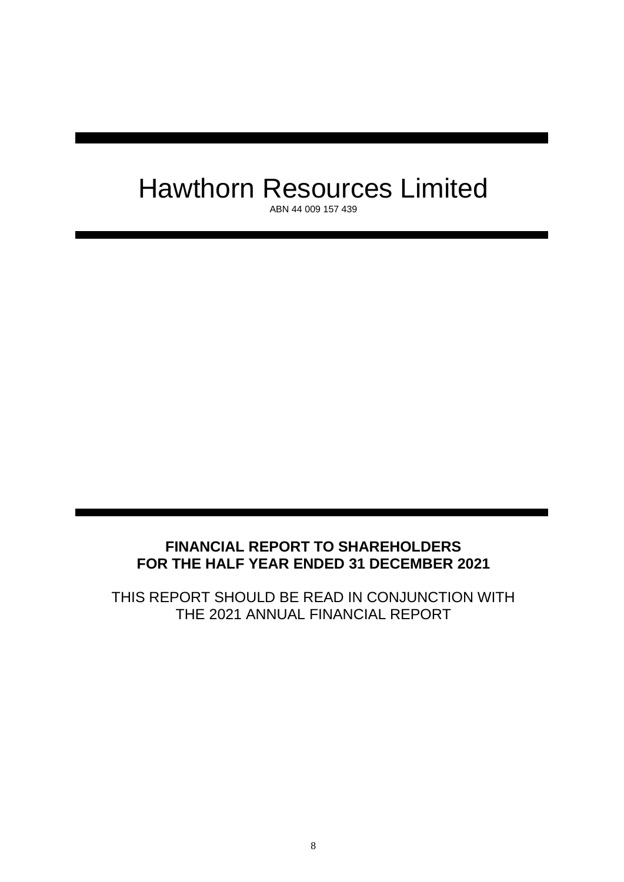# Hawthorn Resources Limited

ABN 44 009 157 439

**FINANCIAL REPORT TO SHAREHOLDERS**
**FOR THE HALF YEAR ENDED 31 DECEMBER 2021**

THIS REPORT SHOULD BE READ IN CONJUNCTION WITH THE 2021 ANNUAL FINANCIAL REPORT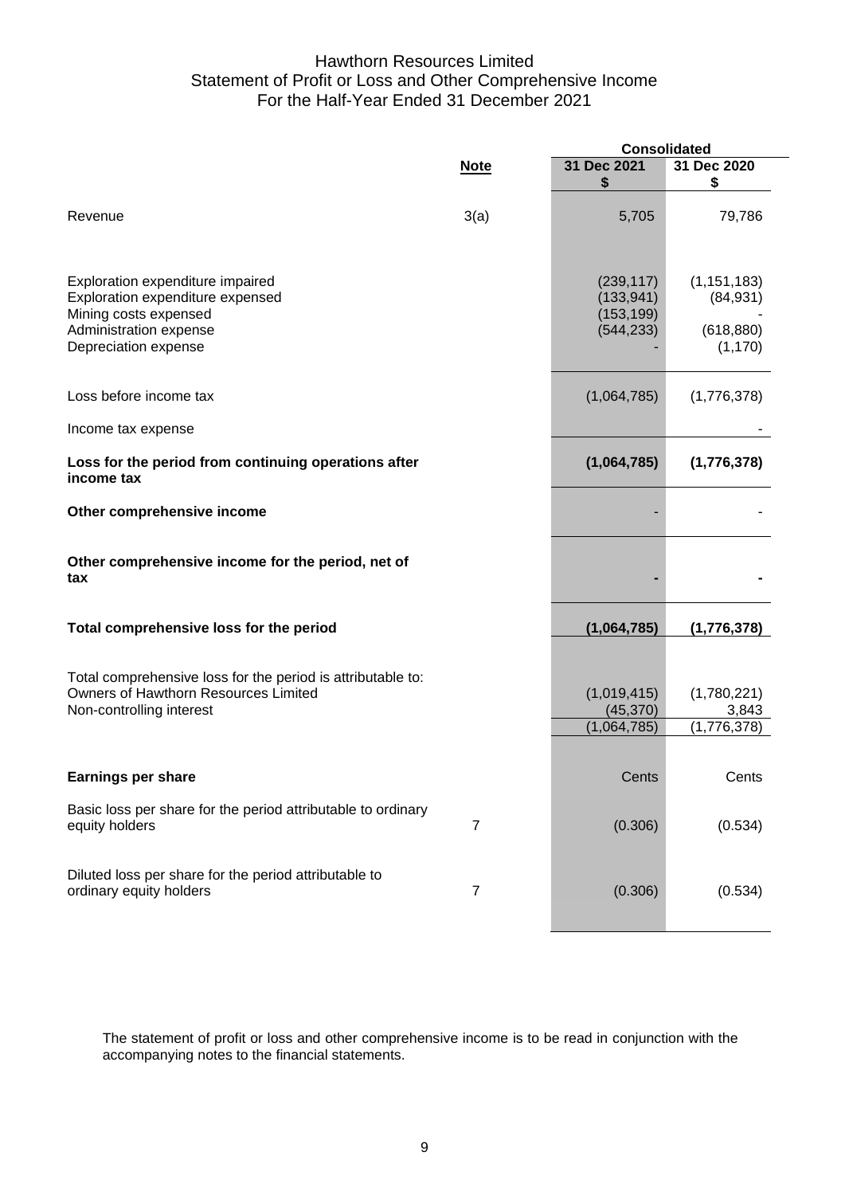# Hawthorn Resources Limited
## Statement of Profit or Loss and Other Comprehensive Income
## For the Half-Year Ended 31 December 2021

| | Note | Consolidated 31 Dec 2021 $ | Consolidated 31 Dec 2020 $ |
|---|---|---|---|
| Revenue | 3(a) | 5,705 | 79,786 |
| Exploration expenditure impaired | | (239,117) | (1,151,183) |
| Exploration expenditure expensed | | (133,941) | (84,931) |
| Mining costs expensed | | (153,199) | - |
| Administration expense | | (544,233) | (618,880) |
| Depreciation expense | | - | (1,170) |
| Loss before income tax | | (1,064,785) | (1,776,378) |
| Income tax expense | | | - |
| **Loss for the period from continuing operations after income tax** | | **(1,064,785)** | **(1,776,378)** |
| **Other comprehensive income** | | - | - |
| **Other comprehensive income for the period, net of tax** | | **-** | **-** |
| **Total comprehensive loss for the period** | | **(1,064,785)** | **(1,776,378)** |
| Total comprehensive loss for the period is attributable to: | | | |
| Owners of Hawthorn Resources Limited | | (1,019,415) | (1,780,221) |
| Non-controlling interest | | (45,370) | 3,843 |
| | | (1,064,785) | (1,776,378) |
| **Earnings per share** | | Cents | Cents |
| Basic loss per share for the period attributable to ordinary equity holders | 7 | (0.306) | (0.534) |
| Diluted loss per share for the period attributable to ordinary equity holders | 7 | (0.306) | (0.534) |

The statement of profit or loss and other comprehensive income is to be read in conjunction with the accompanying notes to the financial statements.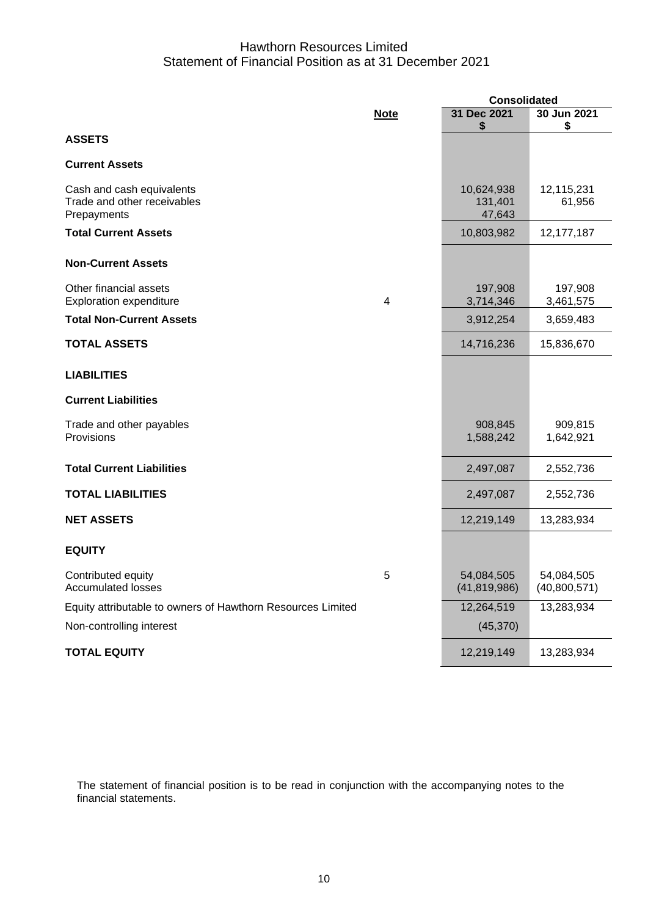# Hawthorn Resources Limited
## Statement of Financial Position as at 31 December 2021

| | Note | Consolidated 31 Dec 2021 $ | Consolidated 30 Jun 2021 $ |
|---|---|---|---|
| **ASSETS** | | | |
| **Current Assets** | | | |
| Cash and cash equivalents | | 10,624,938 | 12,115,231 |
| Trade and other receivables | | 131,401 | 61,956 |
| Prepayments | | 47,643 | |
| **Total Current Assets** | | 10,803,982 | 12,177,187 |
| **Non-Current Assets** | | | |
| Other financial assets | | 197,908 | 197,908 |
| Exploration expenditure | 4 | 3,714,346 | 3,461,575 |
| **Total Non-Current Assets** | | 3,912,254 | 3,659,483 |
| **TOTAL ASSETS** | | 14,716,236 | 15,836,670 |
| **LIABILITIES** | | | |
| **Current Liabilities** | | | |
| Trade and other payables | | 908,845 | 909,815 |
| Provisions | | 1,588,242 | 1,642,921 |
| **Total Current Liabilities** | | 2,497,087 | 2,552,736 |
| **TOTAL LIABILITIES** | | 2,497,087 | 2,552,736 |
| **NET ASSETS** | | 12,219,149 | 13,283,934 |
| **EQUITY** | | | |
| Contributed equity | 5 | 54,084,505 | 54,084,505 |
| Accumulated losses | | (41,819,986) | (40,800,571) |
| Equity attributable to owners of Hawthorn Resources Limited | | 12,264,519 | 13,283,934 |
| Non-controlling interest | | (45,370) | |
| **TOTAL EQUITY** | | 12,219,149 | 13,283,934 |

The statement of financial position is to be read in conjunction with the accompanying notes to the financial statements.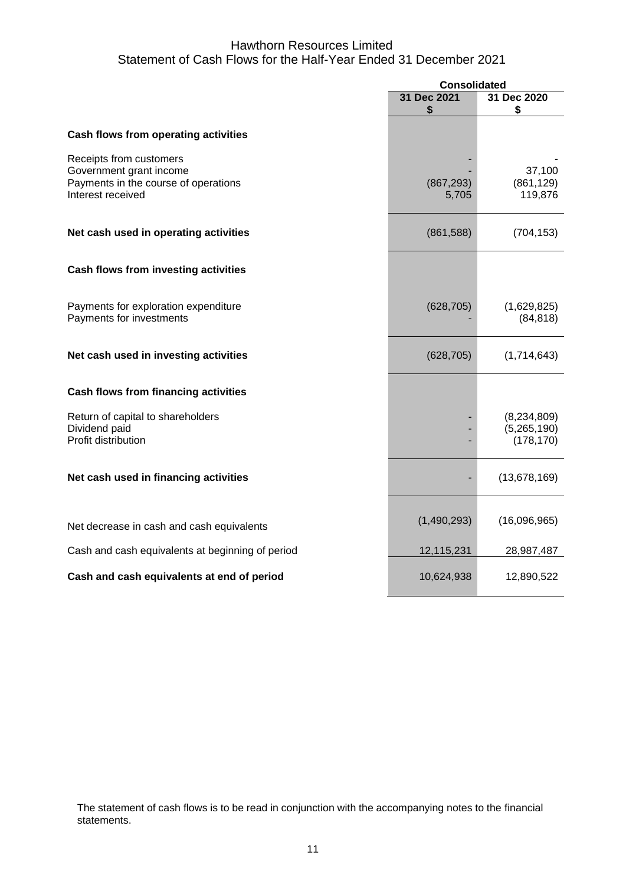# Hawthorn Resources Limited
## Statement of Cash Flows for the Half-Year Ended 31 December 2021

| | Consolidated | |
|---|---|---|
| | 31 Dec 2021<br>$ | 31 Dec 2020<br>$ |
| **Cash flows from operating activities** | | |
| Receipts from customers | - | - |
| Government grant income | - | 37,100 |
| Payments in the course of operations | (867,293) | (861,129) |
| Interest received | 5,705 | 119,876 |
| **Net cash used in operating activities** | (861,588) | (704,153) |
| **Cash flows from investing activities** | | |
| Payments for exploration expenditure | (628,705) | (1,629,825) |
| Payments for investments | - | (84,818) |
| **Net cash used in investing activities** | (628,705) | (1,714,643) |
| **Cash flows from financing activities** | | |
| Return of capital to shareholders | - | (8,234,809) |
| Dividend paid | - | (5,265,190) |
| Profit distribution | - | (178,170) |
| **Net cash used in financing activities** | - | (13,678,169) |
| Net decrease in cash and cash equivalents | (1,490,293) | (16,096,965) |
| Cash and cash equivalents at beginning of period | 12,115,231 | 28,987,487 |
| **Cash and cash equivalents at end of period** | 10,624,938 | 12,890,522 |

The statement of cash flows is to be read in conjunction with the accompanying notes to the financial statements.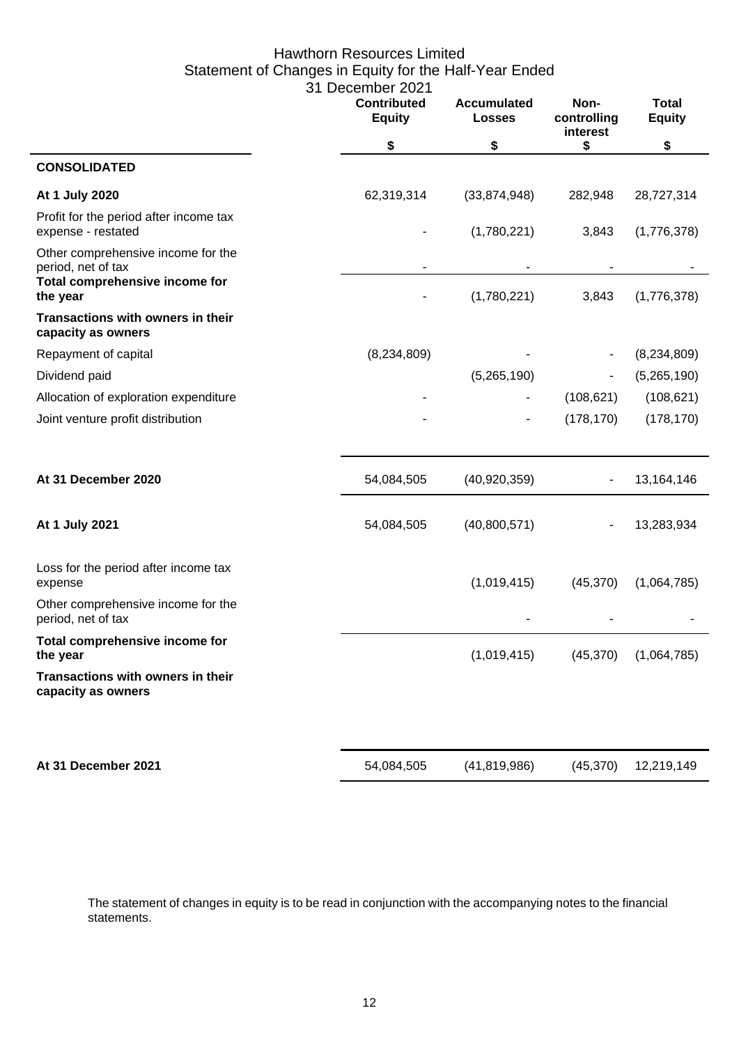# Hawthorn Resources Limited
## Statement of Changes in Equity for the Half-Year Ended 31 December 2021

| | Contributed Equity | Accumulated Losses | Non-controlling interest | Total Equity |
|---|---|---|---|---|
| | $ | $ | $ | $ |
| **CONSOLIDATED** | | | | |
| **At 1 July 2020** | 62,319,314 | (33,874,948) | 282,948 | 28,727,314 |
| Profit for the period after income tax expense - restated | - | (1,780,221) | 3,843 | (1,776,378) |
| Other comprehensive income for the period, net of tax | - | - | - | - |
| **Total comprehensive income for the year** | - | (1,780,221) | 3,843 | (1,776,378) |
| **Transactions with owners in their capacity as owners** | | | | |
| Repayment of capital | (8,234,809) | - | - | (8,234,809) |
| Dividend paid | | (5,265,190) | - | (5,265,190) |
| Allocation of exploration expenditure | - | - | (108,621) | (108,621) |
| Joint venture profit distribution | - | - | (178,170) | (178,170) |
| **At 31 December 2020** | 54,084,505 | (40,920,359) | - | 13,164,146 |
| **At 1 July 2021** | 54,084,505 | (40,800,571) | - | 13,283,934 |
| Loss for the period after income tax expense | | (1,019,415) | (45,370) | (1,064,785) |
| Other comprehensive income for the period, net of tax | | - | - | - |
| **Total comprehensive income for the year** | | (1,019,415) | (45,370) | (1,064,785) |
| **Transactions with owners in their capacity as owners** | | | | |
| **At 31 December 2021** | 54,084,505 | (41,819,986) | (45,370) | 12,219,149 |

The statement of changes in equity is to be read in conjunction with the accompanying notes to the financial statements.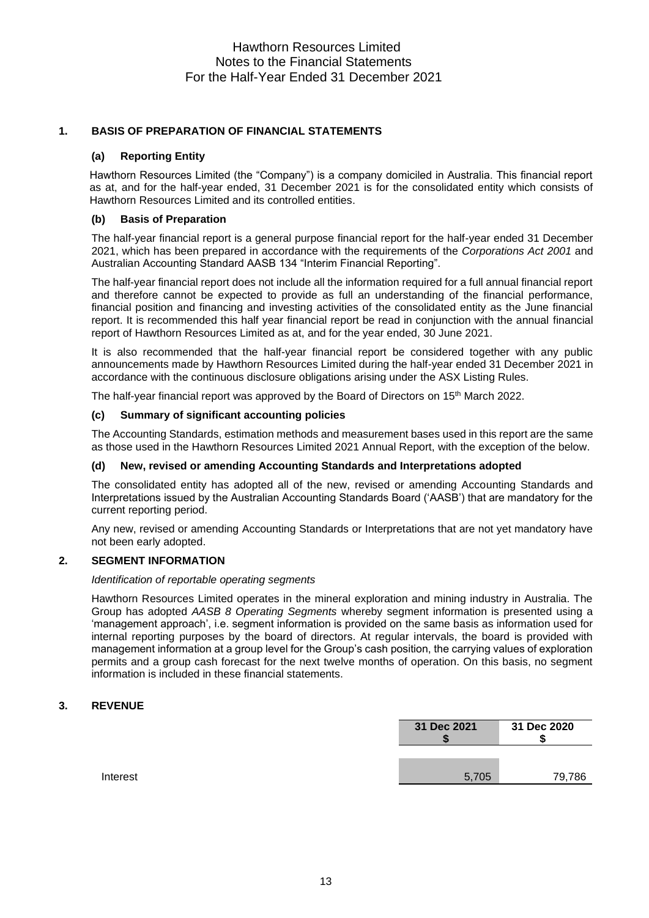Hawthorn Resources Limited
Notes to the Financial Statements
For the Half-Year Ended 31 December 2021

## 1. BASIS OF PREPARATION OF FINANCIAL STATEMENTS

### (a) Reporting Entity

Hawthorn Resources Limited (the "Company") is a company domiciled in Australia. This financial report as at, and for the half-year ended, 31 December 2021 is for the consolidated entity which consists of Hawthorn Resources Limited and its controlled entities.

### (b) Basis of Preparation

The half-year financial report is a general purpose financial report for the half-year ended 31 December 2021, which has been prepared in accordance with the requirements of the *Corporations Act 2001* and Australian Accounting Standard AASB 134 "Interim Financial Reporting".

The half-year financial report does not include all the information required for a full annual financial report and therefore cannot be expected to provide as full an understanding of the financial performance, financial position and financing and investing activities of the consolidated entity as the June financial report. It is recommended this half year financial report be read in conjunction with the annual financial report of Hawthorn Resources Limited as at, and for the year ended, 30 June 2021.

It is also recommended that the half-year financial report be considered together with any public announcements made by Hawthorn Resources Limited during the half-year ended 31 December 2021 in accordance with the continuous disclosure obligations arising under the ASX Listing Rules.

The half-year financial report was approved by the Board of Directors on 15th March 2022.

### (c) Summary of significant accounting policies

The Accounting Standards, estimation methods and measurement bases used in this report are the same as those used in the Hawthorn Resources Limited 2021 Annual Report, with the exception of the below.

### (d) New, revised or amending Accounting Standards and Interpretations adopted

The consolidated entity has adopted all of the new, revised or amending Accounting Standards and Interpretations issued by the Australian Accounting Standards Board ('AASB') that are mandatory for the current reporting period.

Any new, revised or amending Accounting Standards or Interpretations that are not yet mandatory have not been early adopted.

## 2. SEGMENT INFORMATION

*Identification of reportable operating segments*

Hawthorn Resources Limited operates in the mineral exploration and mining industry in Australia. The Group has adopted *AASB 8 Operating Segments* whereby segment information is presented using a 'management approach', i.e. segment information is provided on the same basis as information used for internal reporting purposes by the board of directors. At regular intervals, the board is provided with management information at a group level for the Group's cash position, the carrying values of exploration permits and a group cash forecast for the next twelve months of operation. On this basis, no segment information is included in these financial statements.

## 3. REVENUE

| | 31 Dec 2021 $ | 31 Dec 2020 $ |
|---|---|---|
| Interest | 5,705 | 79,786 |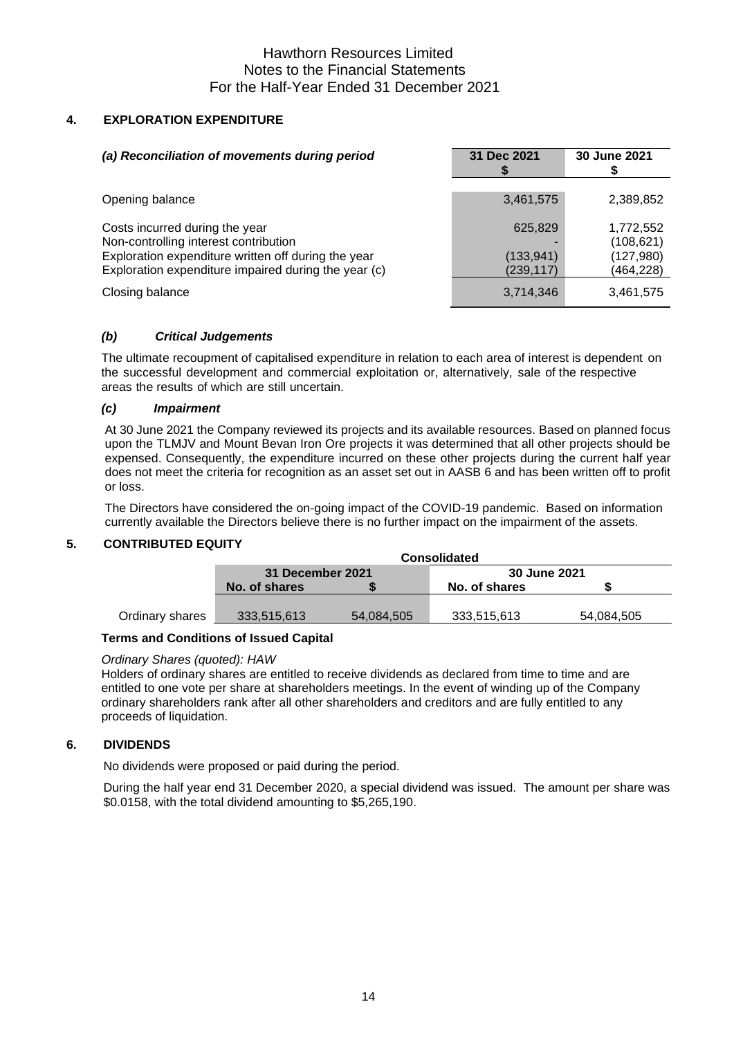## 4. EXPLORATION EXPENDITURE

| *(a) Reconciliation of movements during period* | 31 Dec 2021 $ | 30 June 2021 $ |
|---|---|---|
| Opening balance | 3,461,575 | 2,389,852 |
| Costs incurred during the year | 625,829 | 1,772,552 |
| Non-controlling interest contribution | - | (108,621) |
| Exploration expenditure written off during the year | (133,941) | (127,980) |
| Exploration expenditure impaired during the year (c) | (239,117) | (464,228) |
| Closing balance | 3,714,346 | 3,461,575 |

### *(b) Critical Judgements*

The ultimate recoupment of capitalised expenditure in relation to each area of interest is dependent on the successful development and commercial exploitation or, alternatively, sale of the respective areas the results of which are still uncertain.

### *(c) Impairment*

At 30 June 2021 the Company reviewed its projects and its available resources. Based on planned focus upon the TLMJV and Mount Bevan Iron Ore projects it was determined that all other projects should be expensed. Consequently, the expenditure incurred on these other projects during the current half year does not meet the criteria for recognition as an asset set out in AASB 6 and has been written off to profit or loss.

The Directors have considered the on-going impact of the COVID-19 pandemic. Based on information currently available the Directors believe there is no further impact on the impairment of the assets.

## 5. CONTRIBUTED EQUITY

| | Consolidated | | | |
|---|---|---|---|---|
| | 31 December 2021 | | 30 June 2021 | |
| | No. of shares | $ | No. of shares | $ |
| Ordinary shares | 333,515,613 | 54,084,505 | 333,515,613 | 54,084,505 |

**Terms and Conditions of Issued Capital**

*Ordinary Shares (quoted): HAW*

Holders of ordinary shares are entitled to receive dividends as declared from time to time and are entitled to one vote per share at shareholders meetings. In the event of winding up of the Company ordinary shareholders rank after all other shareholders and creditors and are fully entitled to any proceeds of liquidation.

## 6. DIVIDENDS

No dividends were proposed or paid during the period.

During the half year end 31 December 2020, a special dividend was issued. The amount per share was $0.0158, with the total dividend amounting to $5,265,190.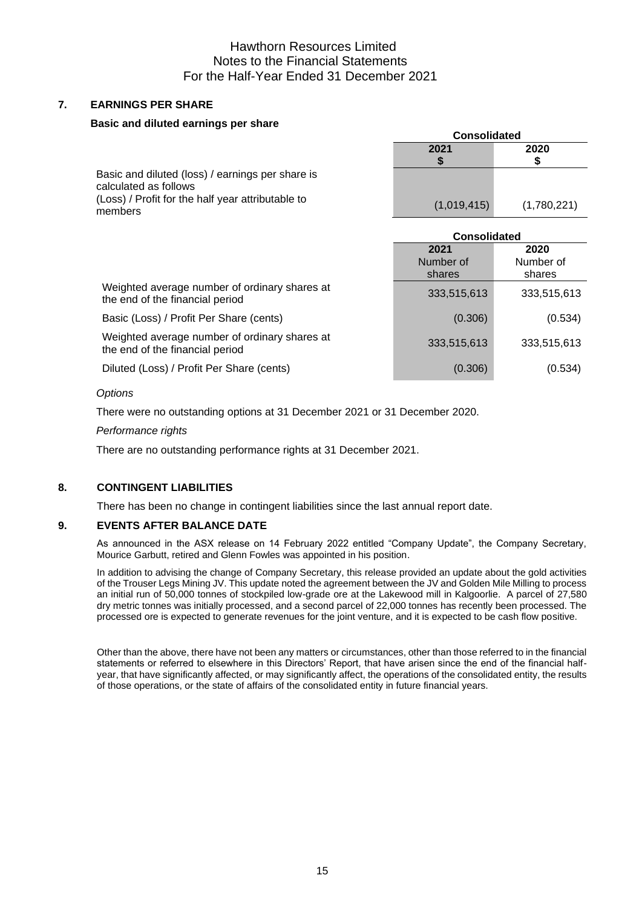## 7. EARNINGS PER SHARE

### Basic and diluted earnings per share

| | Consolidated | |
|---|---|---|
| | 2021<br>$ | 2020<br>$ |
| Basic and diluted (loss) / earnings per share is calculated as follows<br>(Loss) / Profit for the half year attributable to members | (1,019,415) | (1,780,221) |

| | Consolidated | |
|---|---|---|
| | 2021<br>Number of shares | 2020<br>Number of shares |
| Weighted average number of ordinary shares at the end of the financial period | 333,515,613 | 333,515,613 |
| Basic (Loss) / Profit Per Share (cents) | (0.306) | (0.534) |
| Weighted average number of ordinary shares at the end of the financial period | 333,515,613 | 333,515,613 |
| Diluted (Loss) / Profit Per Share (cents) | (0.306) | (0.534) |

*Options*

There were no outstanding options at 31 December 2021 or 31 December 2020.

*Performance rights*

There are no outstanding performance rights at 31 December 2021.

## 8. CONTINGENT LIABILITIES

There has been no change in contingent liabilities since the last annual report date.

## 9. EVENTS AFTER BALANCE DATE

As announced in the ASX release on 14 February 2022 entitled "Company Update", the Company Secretary, Mourice Garbutt, retired and Glenn Fowles was appointed in his position.

In addition to advising the change of Company Secretary, this release provided an update about the gold activities of the Trouser Legs Mining JV. This update noted the agreement between the JV and Golden Mile Milling to process an initial run of 50,000 tonnes of stockpiled low-grade ore at the Lakewood mill in Kalgoorlie. A parcel of 27,580 dry metric tonnes was initially processed, and a second parcel of 22,000 tonnes has recently been processed. The processed ore is expected to generate revenues for the joint venture, and it is expected to be cash flow positive.

Other than the above, there have not been any matters or circumstances, other than those referred to in the financial statements or referred to elsewhere in this Directors' Report, that have arisen since the end of the financial half-year, that have significantly affected, or may significantly affect, the operations of the consolidated entity, the results of those operations, or the state of affairs of the consolidated entity in future financial years.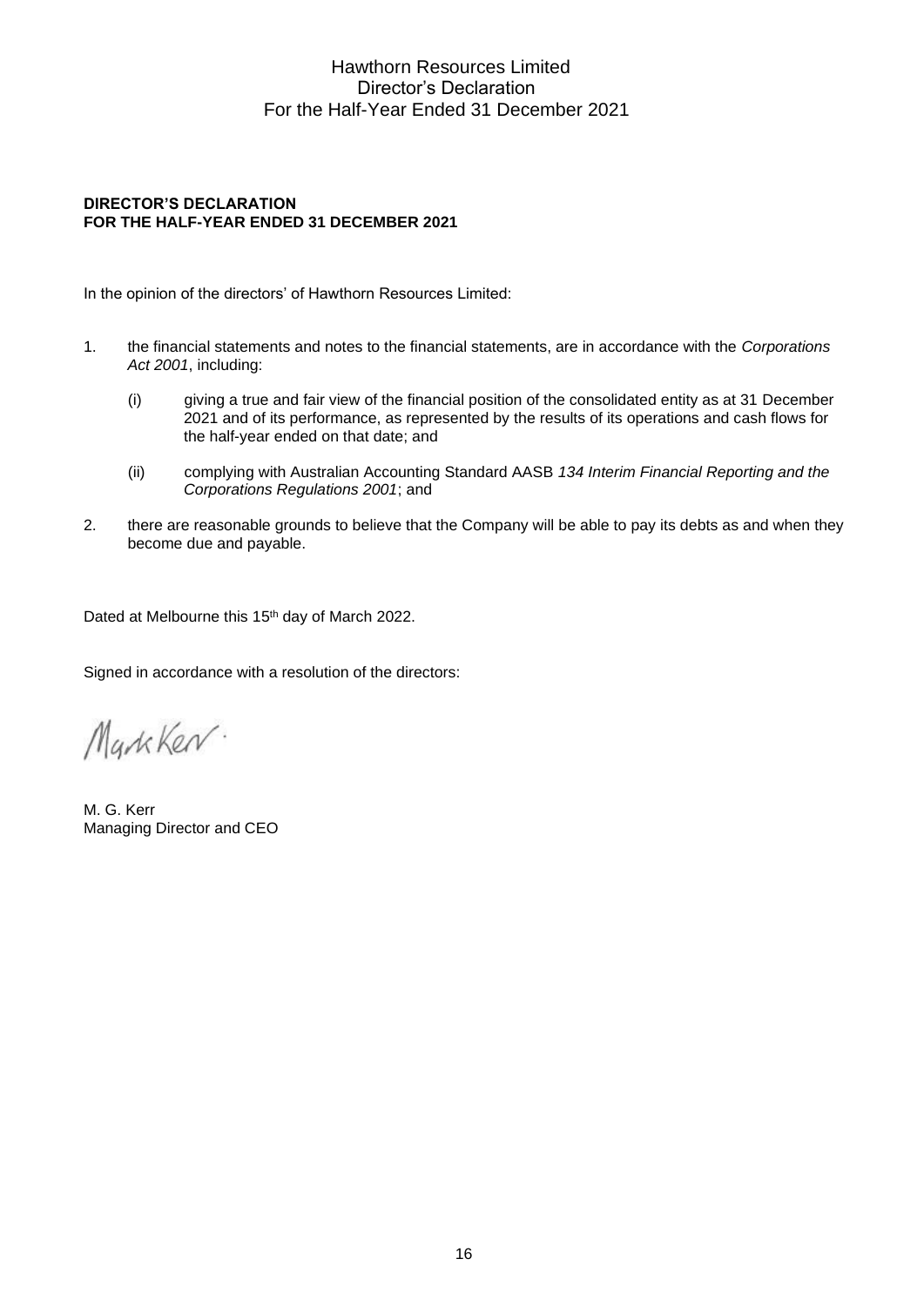# Hawthorn Resources Limited
## Director's Declaration
## For the Half-Year Ended 31 December 2021

**DIRECTOR'S DECLARATION**
**FOR THE HALF-YEAR ENDED 31 DECEMBER 2021**

In the opinion of the directors' of Hawthorn Resources Limited:

1. the financial statements and notes to the financial statements, are in accordance with the *Corporations Act 2001*, including:

   (i) giving a true and fair view of the financial position of the consolidated entity as at 31 December 2021 and of its performance, as represented by the results of its operations and cash flows for the half-year ended on that date; and

   (ii) complying with Australian Accounting Standard AASB *134 Interim Financial Reporting and the Corporations Regulations 2001*; and

2. there are reasonable grounds to believe that the Company will be able to pay its debts as and when they become due and payable.

Dated at Melbourne this 15th day of March 2022.

Signed in accordance with a resolution of the directors:

Mark Kerr.

M. G. Kerr
Managing Director and CEO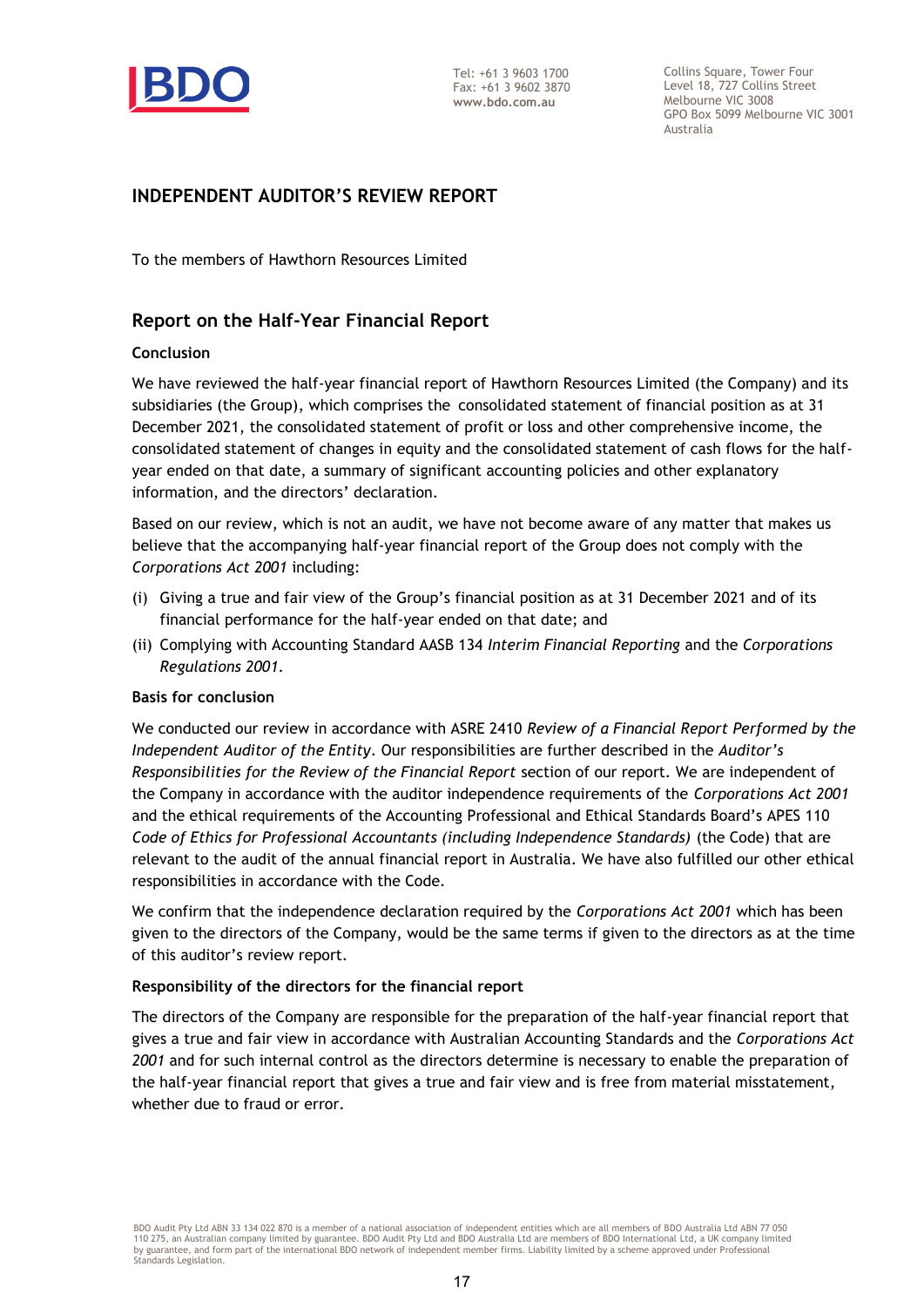Tel: +61 3 9603 1700
Fax: +61 3 9602 3870
www.bdo.com.au

Collins Square, Tower Four
Level 18, 727 Collins Street
Melbourne VIC 3008
GPO Box 5099 Melbourne VIC 3001
Australia

# INDEPENDENT AUDITOR'S REVIEW REPORT

To the members of Hawthorn Resources Limited

## Report on the Half-Year Financial Report

### Conclusion

We have reviewed the half-year financial report of Hawthorn Resources Limited (the Company) and its subsidiaries (the Group), which comprises the consolidated statement of financial position as at 31 December 2021, the consolidated statement of profit or loss and other comprehensive income, the consolidated statement of changes in equity and the consolidated statement of cash flows for the half-year ended on that date, a summary of significant accounting policies and other explanatory information, and the directors' declaration.

Based on our review, which is not an audit, we have not become aware of any matter that makes us believe that the accompanying half-year financial report of the Group does not comply with the *Corporations Act 2001* including:

(i) Giving a true and fair view of the Group's financial position as at 31 December 2021 and of its financial performance for the half-year ended on that date; and

(ii) Complying with Accounting Standard AASB 134 *Interim Financial Reporting* and the *Corporations Regulations 2001*.

### Basis for conclusion

We conducted our review in accordance with ASRE 2410 *Review of a Financial Report Performed by the Independent Auditor of the Entity*. Our responsibilities are further described in the *Auditor's Responsibilities for the Review of the Financial Report* section of our report. We are independent of the Company in accordance with the auditor independence requirements of the *Corporations Act 2001* and the ethical requirements of the Accounting Professional and Ethical Standards Board's APES 110 *Code of Ethics for Professional Accountants (including Independence Standards)* (the Code) that are relevant to the audit of the annual financial report in Australia. We have also fulfilled our other ethical responsibilities in accordance with the Code.

We confirm that the independence declaration required by the *Corporations Act 2001* which has been given to the directors of the Company, would be the same terms if given to the directors as at the time of this auditor's review report.

### Responsibility of the directors for the financial report

The directors of the Company are responsible for the preparation of the half-year financial report that gives a true and fair view in accordance with Australian Accounting Standards and the *Corporations Act 2001* and for such internal control as the directors determine is necessary to enable the preparation of the half-year financial report that gives a true and fair view and is free from material misstatement, whether due to fraud or error.

BDO Audit Pty Ltd ABN 33 134 022 870 is a member of a national association of independent entities which are all members of BDO Australia Ltd ABN 77 050 110 275, an Australian company limited by guarantee. BDO Audit Pty Ltd and BDO Australia Ltd are members of BDO International Ltd, a UK company limited by guarantee, and form part of the international BDO network of independent member firms. Liability limited by a scheme approved under Professional Standards Legislation.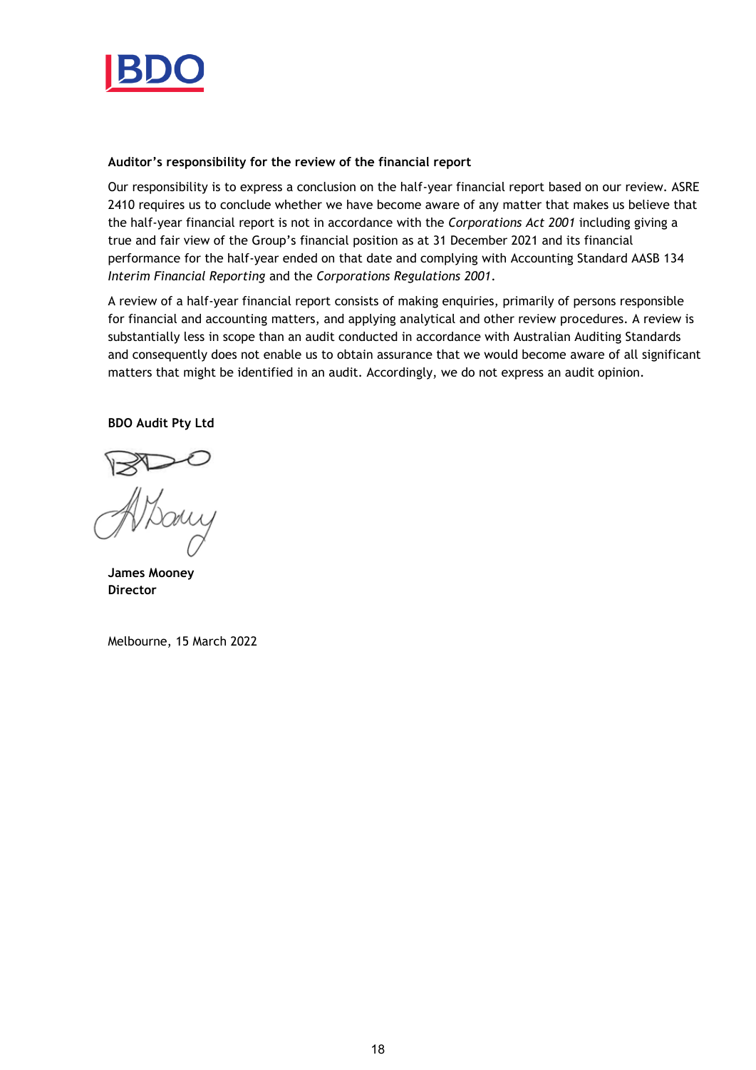**Auditor's responsibility for the review of the financial report**

Our responsibility is to express a conclusion on the half-year financial report based on our review. ASRE 2410 requires us to conclude whether we have become aware of any matter that makes us believe that the half-year financial report is not in accordance with the *Corporations Act 2001* including giving a true and fair view of the Group's financial position as at 31 December 2021 and its financial performance for the half-year ended on that date and complying with Accounting Standard AASB 134 *Interim Financial Reporting* and the *Corporations Regulations 2001*.

A review of a half-year financial report consists of making enquiries, primarily of persons responsible for financial and accounting matters, and applying analytical and other review procedures. A review is substantially less in scope than an audit conducted in accordance with Australian Auditing Standards and consequently does not enable us to obtain assurance that we would become aware of all significant matters that might be identified in an audit. Accordingly, we do not express an audit opinion.

**BDO Audit Pty Ltd**

**James Mooney**
**Director**

Melbourne, 15 March 2022